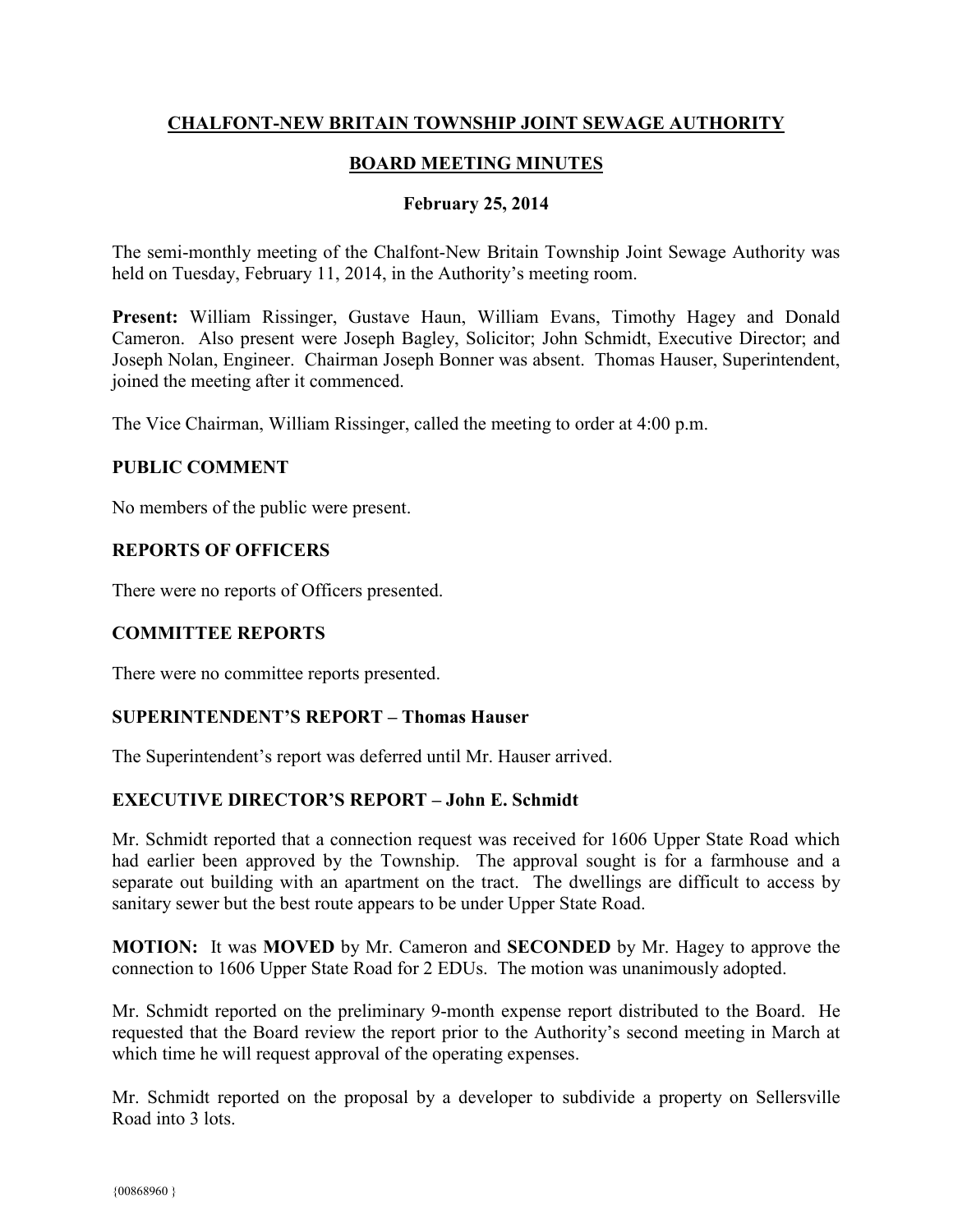# CHALFONT-NEW BRITAIN TOWNSHIP JOINT SEWAGE AUTHORITY

## BOARD MEETING MINUTES

### February 25, 2014

The semi-monthly meeting of the Chalfont-New Britain Township Joint Sewage Authority was held on Tuesday, February 11, 2014, in the Authority's meeting room.

**Present:** William Rissinger, Gustave Haun, William Evans, Timothy Hagey and Donald Cameron. Also present were Joseph Bagley, Solicitor; John Schmidt, Executive Director; and Joseph Nolan, Engineer. Chairman Joseph Bonner was absent. Thomas Hauser, Superintendent, joined the meeting after it commenced.

The Vice Chairman, William Rissinger, called the meeting to order at 4:00 p.m.

### PUBLIC COMMENT

No members of the public were present.

### REPORTS OF OFFICERS

There were no reports of Officers presented.

### COMMITTEE REPORTS

There were no committee reports presented.

### SUPERINTENDENT'S REPORT – Thomas Hauser

The Superintendent's report was deferred until Mr. Hauser arrived.

### EXECUTIVE DIRECTOR'S REPORT – John E. Schmidt

Mr. Schmidt reported that a connection request was received for 1606 Upper State Road which had earlier been approved by the Township. The approval sought is for a farmhouse and a separate out building with an apartment on the tract. The dwellings are difficult to access by sanitary sewer but the best route appears to be under Upper State Road.

**MOTION:** It was **MOVED** by Mr. Cameron and **SECONDED** by Mr. Hagey to approve the connection to 1606 Upper State Road for 2 EDUs. The motion was unanimously adopted.

Mr. Schmidt reported on the preliminary 9-month expense report distributed to the Board. He requested that the Board review the report prior to the Authority's second meeting in March at which time he will request approval of the operating expenses.

Mr. Schmidt reported on the proposal by a developer to subdivide a property on Sellersville Road into 3 lots.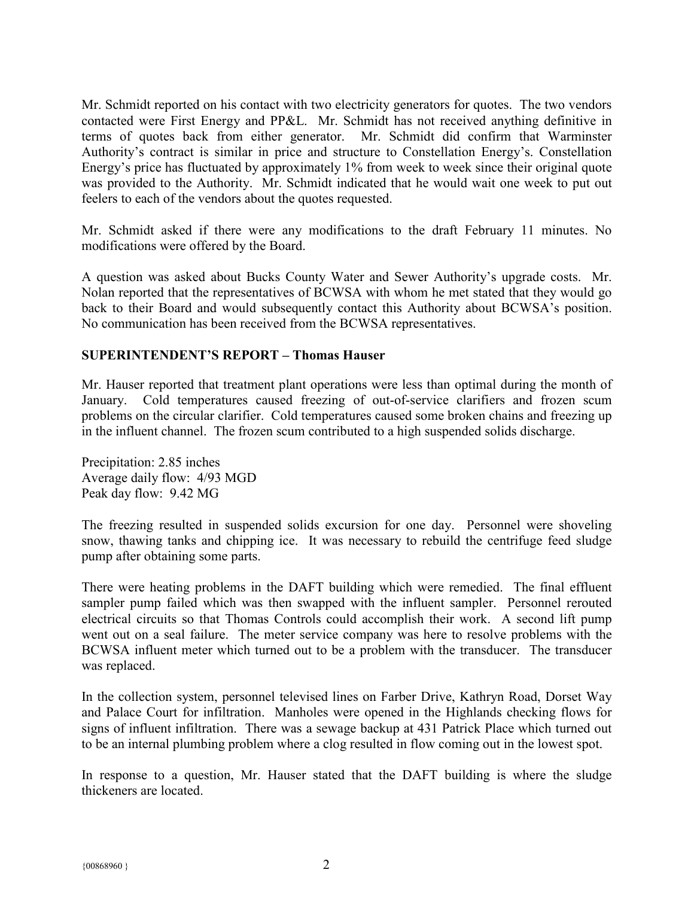Mr. Schmidt reported on his contact with two electricity generators for quotes. The two vendors contacted were First Energy and PP&L. Mr. Schmidt has not received anything definitive in terms of quotes back from either generator. Mr. Schmidt did confirm that Warminster Authority's contract is similar in price and structure to Constellation Energy's. Constellation Energy's price has fluctuated by approximately 1% from week to week since their original quote was provided to the Authority. Mr. Schmidt indicated that he would wait one week to put out feelers to each of the vendors about the quotes requested.

Mr. Schmidt asked if there were any modifications to the draft February 11 minutes. No modifications were offered by the Board.

A question was asked about Bucks County Water and Sewer Authority's upgrade costs. Mr. Nolan reported that the representatives of BCWSA with whom he met stated that they would go back to their Board and would subsequently contact this Authority about BCWSA's position. No communication has been received from the BCWSA representatives.

**SUPERINTENDENT'S REPORT – Thomas Hauser**

Mr. Hauser reported that treatment plant operations were less than optimal during the month of January. Cold temperatures caused freezing of out-of-service clarifiers and frozen scum problems on the circular clarifier. Cold temperatures caused some broken chains and freezing up in the influent channel. The frozen scum contributed to a high suspended solids discharge.

Precipitation: 2.85 inches
Average daily flow: 4/93 MGD
Peak day flow: 9.42 MG

The freezing resulted in suspended solids excursion for one day. Personnel were shoveling snow, thawing tanks and chipping ice. It was necessary to rebuild the centrifuge feed sludge pump after obtaining some parts.

There were heating problems in the DAFT building which were remedied. The final effluent sampler pump failed which was then swapped with the influent sampler. Personnel rerouted electrical circuits so that Thomas Controls could accomplish their work. A second lift pump went out on a seal failure. The meter service company was here to resolve problems with the BCWSA influent meter which turned out to be a problem with the transducer. The transducer was replaced.

In the collection system, personnel televised lines on Farber Drive, Kathryn Road, Dorset Way and Palace Court for infiltration. Manholes were opened in the Highlands checking flows for signs of influent infiltration. There was a sewage backup at 431 Patrick Place which turned out to be an internal plumbing problem where a clog resulted in flow coming out in the lowest spot.

In response to a question, Mr. Hauser stated that the DAFT building is where the sludge thickeners are located.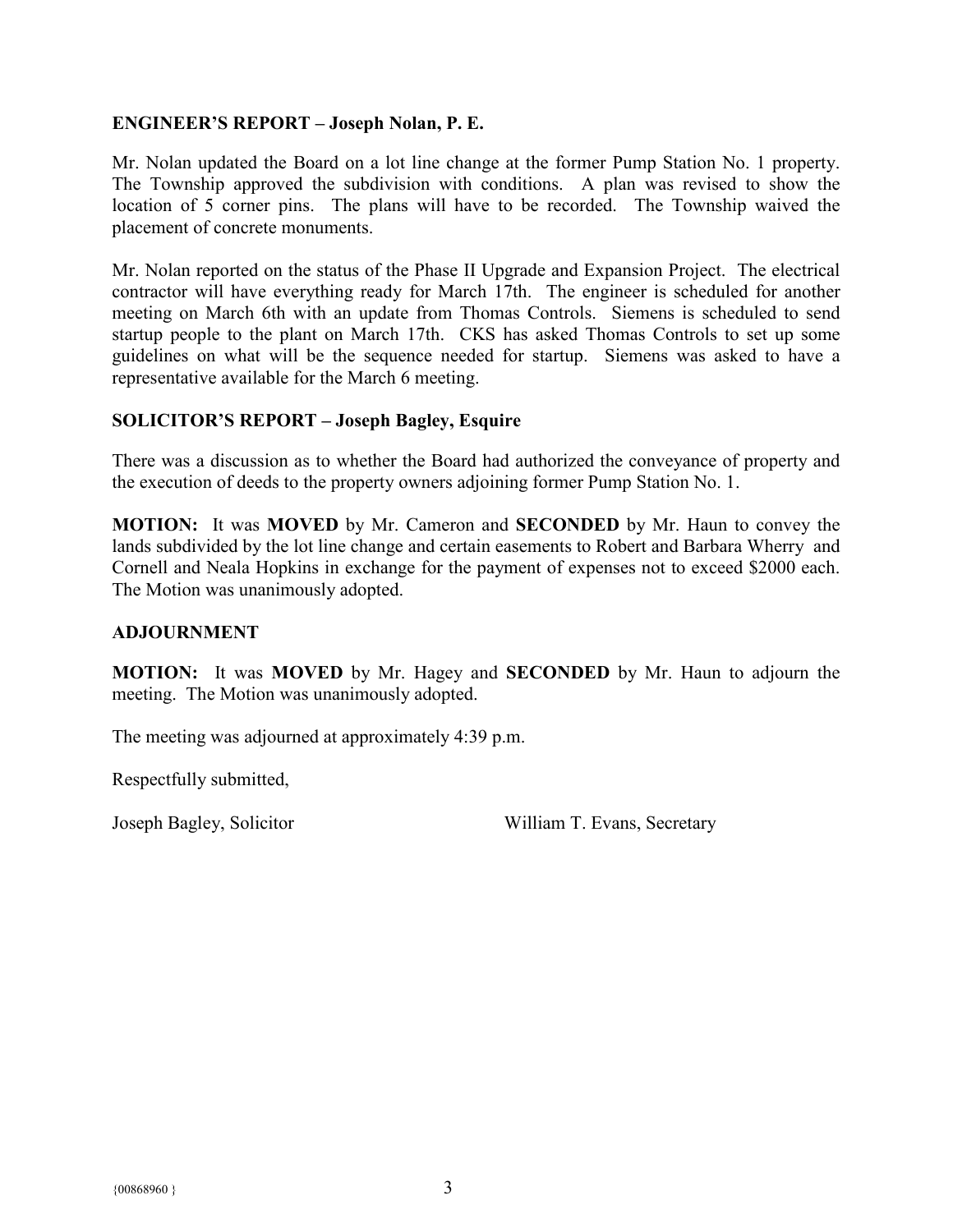**ENGINEER'S REPORT – Joseph Nolan, P. E.**

Mr. Nolan updated the Board on a lot line change at the former Pump Station No. 1 property. The Township approved the subdivision with conditions. A plan was revised to show the location of 5 corner pins. The plans will have to be recorded. The Township waived the placement of concrete monuments.

Mr. Nolan reported on the status of the Phase II Upgrade and Expansion Project. The electrical contractor will have everything ready for March 17th. The engineer is scheduled for another meeting on March 6th with an update from Thomas Controls. Siemens is scheduled to send startup people to the plant on March 17th. CKS has asked Thomas Controls to set up some guidelines on what will be the sequence needed for startup. Siemens was asked to have a representative available for the March 6 meeting.

**SOLICITOR'S REPORT – Joseph Bagley, Esquire**

There was a discussion as to whether the Board had authorized the conveyance of property and the execution of deeds to the property owners adjoining former Pump Station No. 1.

**MOTION:** It was **MOVED** by Mr. Cameron and **SECONDED** by Mr. Haun to convey the lands subdivided by the lot line change and certain easements to Robert and Barbara Wherry and Cornell and Neala Hopkins in exchange for the payment of expenses not to exceed $2000 each. The Motion was unanimously adopted.

**ADJOURNMENT**

**MOTION:** It was **MOVED** by Mr. Hagey and **SECONDED** by Mr. Haun to adjourn the meeting. The Motion was unanimously adopted.

The meeting was adjourned at approximately 4:39 p.m.

Respectfully submitted,

Joseph Bagley, Solicitor

William T. Evans, Secretary

{00868960 }